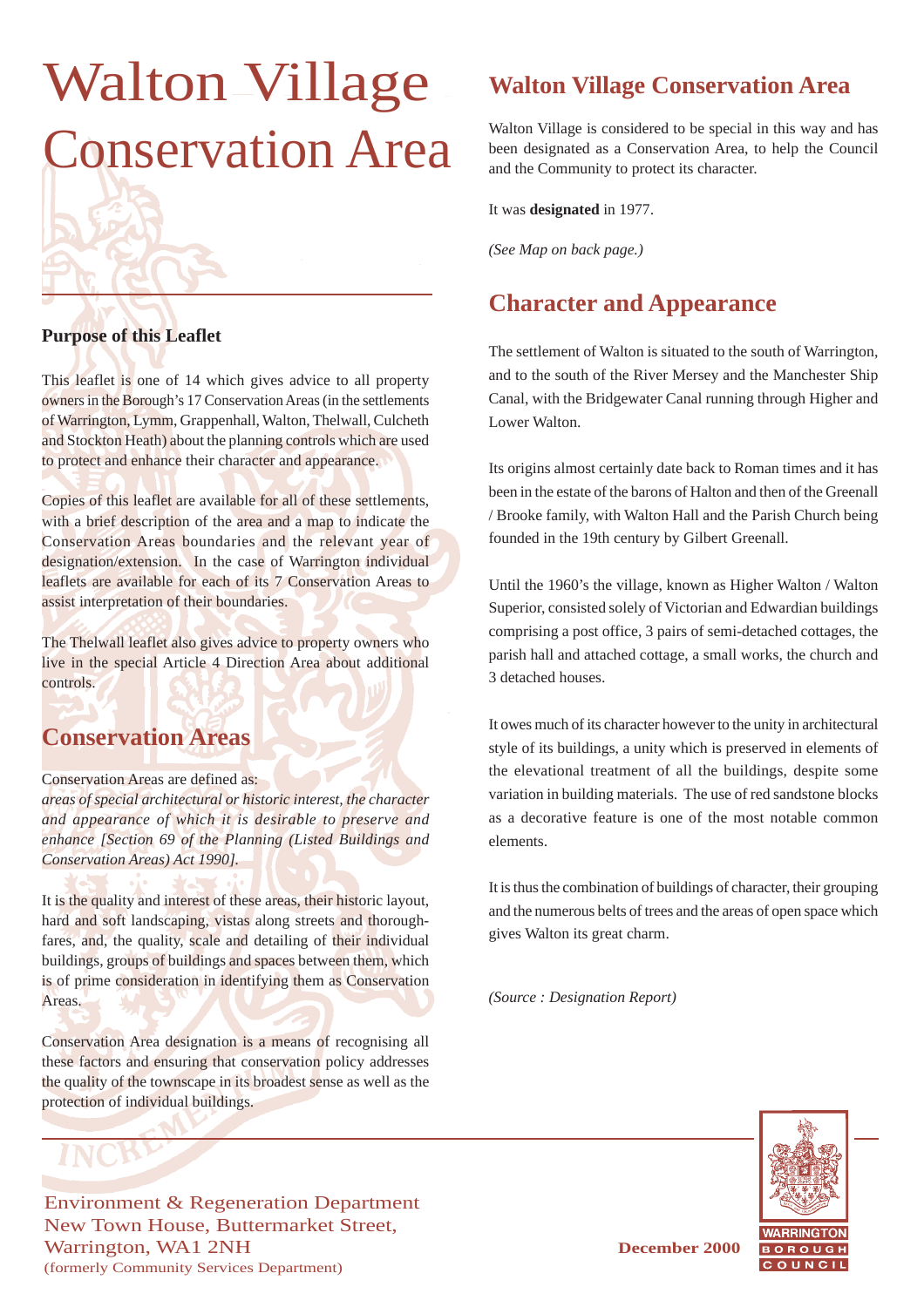# Walton Village Conservation Area

### Purpose of this Leaflet

This leaflet is one of 14 which gives advice to all property owners in the Borough's 17 Conservation Areas (in the settlements of Warrington, Lymm, Grappenhall, Walton, Thelwall, Culcheth and Stockton Heath) about the planning controls which are used to protect and enhance their character and appearance.

Copies of this leaflet are available for all of these settlements, with a brief description of the area and a map to indicate the Conservation Areas boundaries and the relevant year of designation/extension. In the case of Warrington individual leaflets are available for each of its 7 Conservation Areas to assist interpretation of their boundaries.

The Thelwall leaflet also gives advice to property owners who live in the special Article 4 Direction Area about additional controls.

## Conservation Areas

Conservation Areas are defined as:
*areas of special architectural or historic interest, the character and appearance of which it is desirable to preserve and enhance [Section 69 of the Planning (Listed Buildings and Conservation Areas) Act 1990].*

It is the quality and interest of these areas, their historic layout, hard and soft landscaping, vistas along streets and thoroughfares, and, the quality, scale and detailing of their individual buildings, groups of buildings and spaces between them, which is of prime consideration in identifying them as Conservation Areas.

Conservation Area designation is a means of recognising all these factors and ensuring that conservation policy addresses the quality of the townscape in its broadest sense as well as the protection of individual buildings.

## Walton Village Conservation Area

Walton Village is considered to be special in this way and has been designated as a Conservation Area, to help the Council and the Community to protect its character.

It was **designated** in 1977.

*(See Map on back page.)*

## Character and Appearance

The settlement of Walton is situated to the south of Warrington, and to the south of the River Mersey and the Manchester Ship Canal, with the Bridgewater Canal running through Higher and Lower Walton.

Its origins almost certainly date back to Roman times and it has been in the estate of the barons of Halton and then of the Greenall / Brooke family, with Walton Hall and the Parish Church being founded in the 19th century by Gilbert Greenall.

Until the 1960's the village, known as Higher Walton / Walton Superior, consisted solely of Victorian and Edwardian buildings comprising a post office, 3 pairs of semi-detached cottages, the parish hall and attached cottage, a small works, the church and 3 detached houses.

It owes much of its character however to the unity in architectural style of its buildings, a unity which is preserved in elements of the elevational treatment of all the buildings, despite some variation in building materials. The use of red sandstone blocks as a decorative feature is one of the most notable common elements.

It is thus the combination of buildings of character, their grouping and the numerous belts of trees and the areas of open space which gives Walton its great charm.

*(Source : Designation Report)*

Environment & Regeneration Department
New Town House, Buttermarket Street,
Warrington, WA1 2NH
(formerly Community Services Department)

**December 2000**

WARRINGTON BOROUGH COUNCIL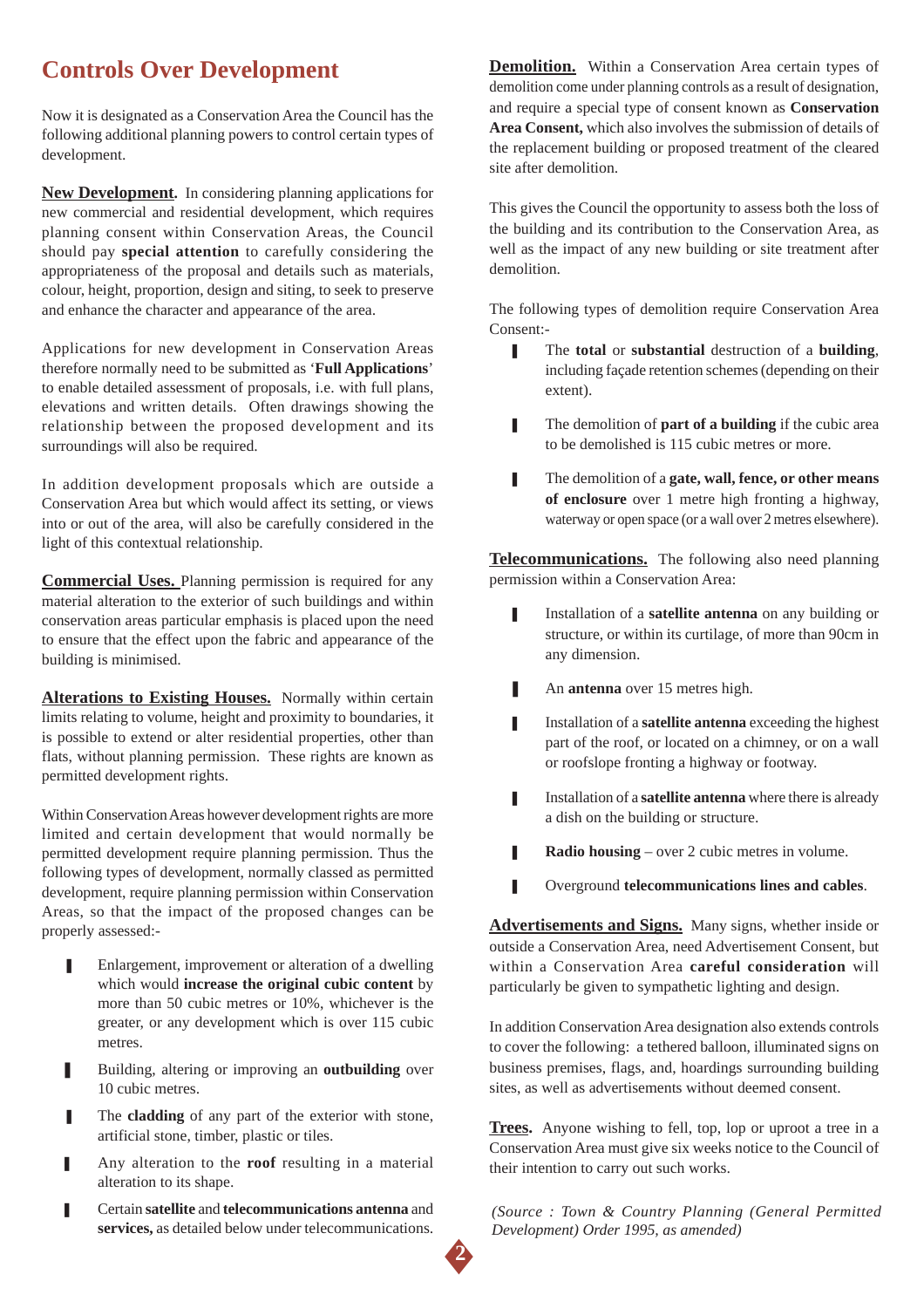# Controls Over Development

Now it is designated as a Conservation Area the Council has the following additional planning powers to control certain types of development.

**New Development.** In considering planning applications for new commercial and residential development, which requires planning consent within Conservation Areas, the Council should pay **special attention** to carefully considering the appropriateness of the proposal and details such as materials, colour, height, proportion, design and siting, to seek to preserve and enhance the character and appearance of the area.

Applications for new development in Conservation Areas therefore normally need to be submitted as '**Full Applications**' to enable detailed assessment of proposals, i.e. with full plans, elevations and written details. Often drawings showing the relationship between the proposed development and its surroundings will also be required.

In addition development proposals which are outside a Conservation Area but which would affect its setting, or views into or out of the area, will also be carefully considered in the light of this contextual relationship.

**Commercial Uses.** Planning permission is required for any material alteration to the exterior of such buildings and within conservation areas particular emphasis is placed upon the need to ensure that the effect upon the fabric and appearance of the building is minimised.

**Alterations to Existing Houses.** Normally within certain limits relating to volume, height and proximity to boundaries, it is possible to extend or alter residential properties, other than flats, without planning permission. These rights are known as permitted development rights.

Within Conservation Areas however development rights are more limited and certain development that would normally be permitted development require planning permission. Thus the following types of development, normally classed as permitted development, require planning permission within Conservation Areas, so that the impact of the proposed changes can be properly assessed:-

- Enlargement, improvement or alteration of a dwelling which would **increase the original cubic content** by more than 50 cubic metres or 10%, whichever is the greater, or any development which is over 115 cubic metres.
- Building, altering or improving an **outbuilding** over 10 cubic metres.
- The **cladding** of any part of the exterior with stone, artificial stone, timber, plastic or tiles.
- Any alteration to the **roof** resulting in a material alteration to its shape.
- Certain **satellite** and **telecommunications antenna** and **services,** as detailed below under telecommunications.

**Demolition.** Within a Conservation Area certain types of demolition come under planning controls as a result of designation, and require a special type of consent known as **Conservation Area Consent,** which also involves the submission of details of the replacement building or proposed treatment of the cleared site after demolition.

This gives the Council the opportunity to assess both the loss of the building and its contribution to the Conservation Area, as well as the impact of any new building or site treatment after demolition.

The following types of demolition require Conservation Area Consent:-

- The **total** or **substantial** destruction of a **building**, including façade retention schemes (depending on their extent).
- The demolition of **part of a building** if the cubic area to be demolished is 115 cubic metres or more.
- The demolition of a **gate, wall, fence, or other means of enclosure** over 1 metre high fronting a highway, waterway or open space (or a wall over 2 metres elsewhere).

**Telecommunications.** The following also need planning permission within a Conservation Area:

- Installation of a **satellite antenna** on any building or structure, or within its curtilage, of more than 90cm in any dimension.
- An **antenna** over 15 metres high.
- Installation of a **satellite antenna** exceeding the highest part of the roof, or located on a chimney, or on a wall or roofslope fronting a highway or footway.
- Installation of a **satellite antenna** where there is already a dish on the building or structure.
- **Radio housing** – over 2 cubic metres in volume.
- Overground **telecommunications lines and cables**.

**Advertisements and Signs.** Many signs, whether inside or outside a Conservation Area, need Advertisement Consent, but within a Conservation Area **careful consideration** will particularly be given to sympathetic lighting and design.

In addition Conservation Area designation also extends controls to cover the following: a tethered balloon, illuminated signs on business premises, flags, and, hoardings surrounding building sites, as well as advertisements without deemed consent.

**Trees.** Anyone wishing to fell, top, lop or uproot a tree in a Conservation Area must give six weeks notice to the Council of their intention to carry out such works.

*(Source : Town & Country Planning (General Permitted Development) Order 1995, as amended)*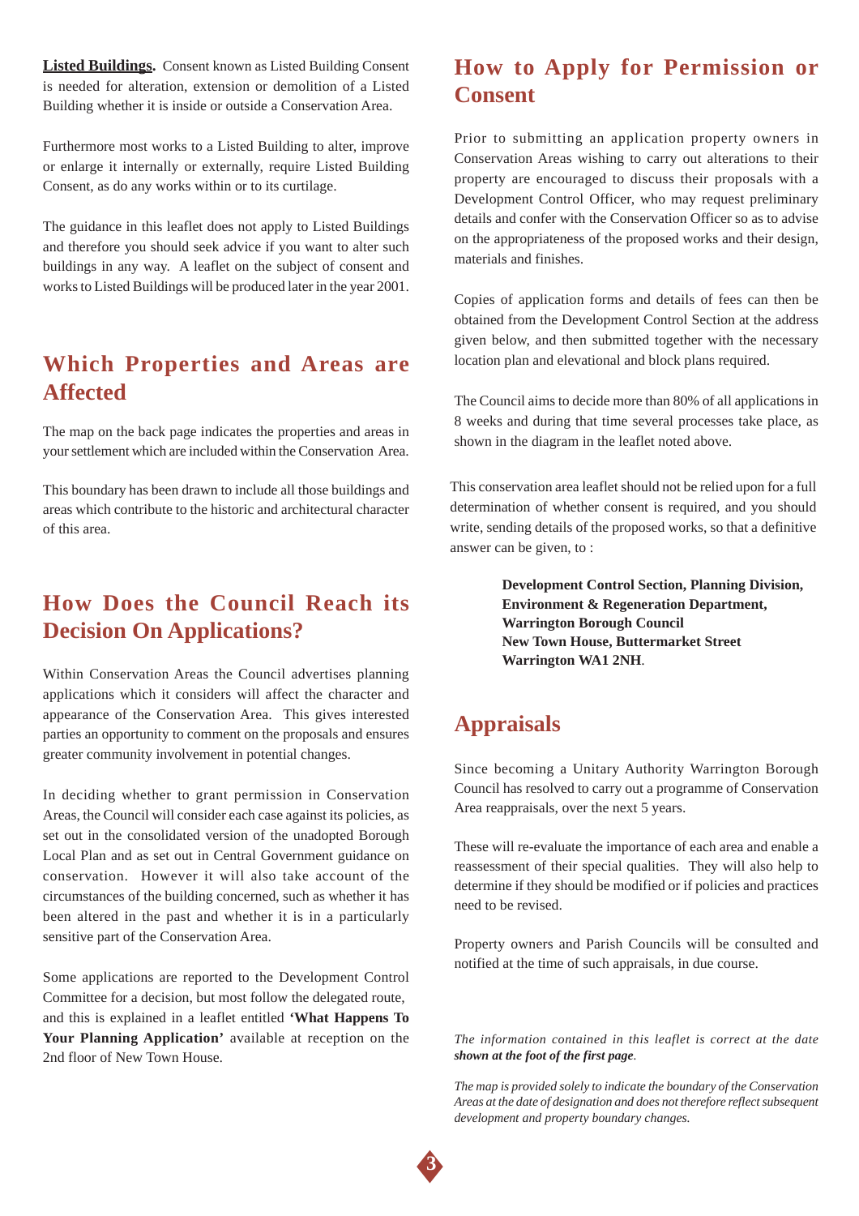**Listed Buildings.** Consent known as Listed Building Consent is needed for alteration, extension or demolition of a Listed Building whether it is inside or outside a Conservation Area.

Furthermore most works to a Listed Building to alter, improve or enlarge it internally or externally, require Listed Building Consent, as do any works within or to its curtilage.

The guidance in this leaflet does not apply to Listed Buildings and therefore you should seek advice if you want to alter such buildings in any way. A leaflet on the subject of consent and works to Listed Buildings will be produced later in the year 2001.

## Which Properties and Areas are Affected

The map on the back page indicates the properties and areas in your settlement which are included within the Conservation Area.

This boundary has been drawn to include all those buildings and areas which contribute to the historic and architectural character of this area.

## How Does the Council Reach its Decision On Applications?

Within Conservation Areas the Council advertises planning applications which it considers will affect the character and appearance of the Conservation Area. This gives interested parties an opportunity to comment on the proposals and ensures greater community involvement in potential changes.

In deciding whether to grant permission in Conservation Areas, the Council will consider each case against its policies, as set out in the consolidated version of the unadopted Borough Local Plan and as set out in Central Government guidance on conservation. However it will also take account of the circumstances of the building concerned, such as whether it has been altered in the past and whether it is in a particularly sensitive part of the Conservation Area.

Some applications are reported to the Development Control Committee for a decision, but most follow the delegated route, and this is explained in a leaflet entitled **'What Happens To Your Planning Application'** available at reception on the 2nd floor of New Town House.

## How to Apply for Permission or Consent

Prior to submitting an application property owners in Conservation Areas wishing to carry out alterations to their property are encouraged to discuss their proposals with a Development Control Officer, who may request preliminary details and confer with the Conservation Officer so as to advise on the appropriateness of the proposed works and their design, materials and finishes.

Copies of application forms and details of fees can then be obtained from the Development Control Section at the address given below, and then submitted together with the necessary location plan and elevational and block plans required.

The Council aims to decide more than 80% of all applications in 8 weeks and during that time several processes take place, as shown in the diagram in the leaflet noted above.

This conservation area leaflet should not be relied upon for a full determination of whether consent is required, and you should write, sending details of the proposed works, so that a definitive answer can be given, to :

**Development Control Section, Planning Division,**
**Environment & Regeneration Department,**
**Warrington Borough Council**
**New Town House, Buttermarket Street**
**Warrington WA1 2NH**.

## Appraisals

Since becoming a Unitary Authority Warrington Borough Council has resolved to carry out a programme of Conservation Area reappraisals, over the next 5 years.

These will re-evaluate the importance of each area and enable a reassessment of their special qualities. They will also help to determine if they should be modified or if policies and practices need to be revised.

Property owners and Parish Councils will be consulted and notified at the time of such appraisals, in due course.

*The information contained in this leaflet is correct at the date **shown at the foot of the first page**.*

*The map is provided solely to indicate the boundary of the Conservation Areas at the date of designation and does not therefore reflect subsequent development and property boundary changes.*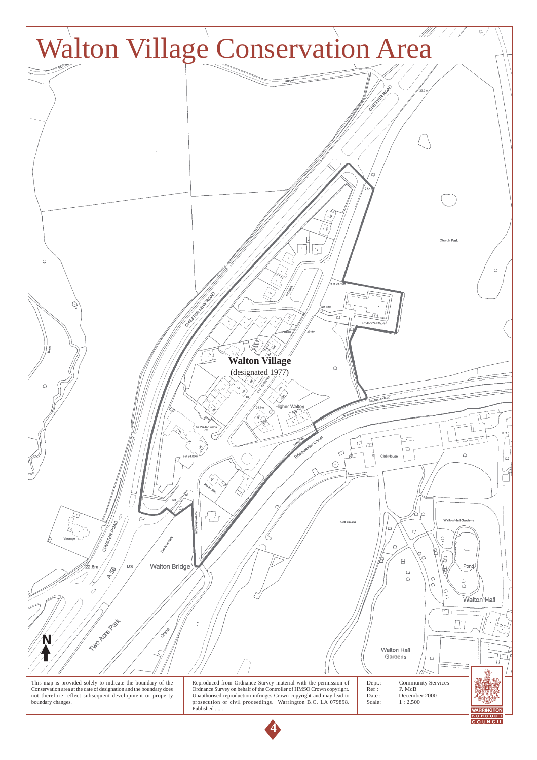# Walton Village Conservation Area

This map is provided solely to indicate the boundary of the Conservation area at the date of designation and the boundary does not therefore reflect subsequent development or property boundary changes.

Reproduced from Ordnance Survey material with the permission of Ordnance Survey on behalf of the Controller of HMSO Crown copyright. Unauthorised reproduction infringes Crown copyright and may lead to prosecution or civil proceedings. Warrington B.C. LA 079898. Published ......

| | |
|---|---|
| Dept.: | Community Services |
| Ref : | P. McB |
| Date : | December 2000 |
| Scale: | 1 : 2,500 |

WARRINGTON BOROUGH COUNCIL